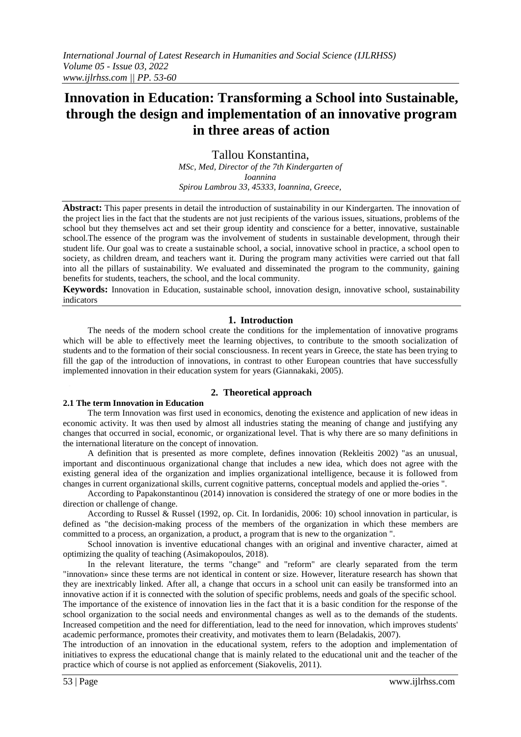# Innovation in Education: Transforming a School into Sustainable, through the design and implementation of an innovative program in three areas of action

Tallou Konstantina,

*MSc, Med, Director of the 7th Kindergarten of Ioannina*
*Spirou Lambrou 33, 45333, Ioannina, Greece,*

**Abstract:** This paper presents in detail the introduction of sustainability in our Kindergarten. The innovation of the project lies in the fact that the students are not just recipients of the various issues, situations, problems of the school but they themselves act and set their group identity and conscience for a better, innovative, sustainable school.The essence of the program was the involvement of students in sustainable development, through their student life. Our goal was to create a sustainable school, a social, innovative school in practice, a school open to society, as children dream, and teachers want it. During the program many activities were carried out that fall into all the pillars of sustainability. We evaluated and disseminated the program to the community, gaining benefits for students, teachers, the school, and the local community.

**Keywords:** Innovation in Education, sustainable school, innovation design, innovative school, sustainability indicators

## 1. Introduction

The needs of the modern school create the conditions for the implementation of innovative programs which will be able to effectively meet the learning objectives, to contribute to the smooth socialization of students and to the formation of their social consciousness. In recent years in Greece, the state has been trying to fill the gap of the introduction of innovations, in contrast to other European countries that have successfully implemented innovation in their education system for years (Giannakaki, 2005).

## 2. Theoretical approach

### 2.1 The term Innovation in Education

The term Innovation was first used in economics, denoting the existence and application of new ideas in economic activity. It was then used by almost all industries stating the meaning of change and justifying any changes that occurred in social, economic, or organizational level. That is why there are so many definitions in the international literature on the concept of innovation.

A definition that is presented as more complete, defines innovation (Rekleitis 2002) "as an unusual, important and discontinuous organizational change that includes a new idea, which does not agree with the existing general idea of the organization and implies organizational intelligence, because it is followed from changes in current organizational skills, current cognitive patterns, conceptual models and applied the-ories ".

According to Papakonstantinou (2014) innovation is considered the strategy of one or more bodies in the direction or challenge of change.

According to Russel & Russel (1992, op. Cit. In Iordanidis, 2006: 10) school innovation in particular, is defined as "the decision-making process of the members of the organization in which these members are committed to a process, an organization, a product, a program that is new to the organization ".

School innovation is inventive educational changes with an original and inventive character, aimed at optimizing the quality of teaching (Asimakopoulos, 2018).

In the relevant literature, the terms "change" and "reform" are clearly separated from the term "innovation» since these terms are not identical in content or size. However, literature research has shown that they are inextricably linked. After all, a change that occurs in a school unit can easily be transformed into an innovative action if it is connected with the solution of specific problems, needs and goals of the specific school. The importance of the existence of innovation lies in the fact that it is a basic condition for the response of the school organization to the social needs and environmental changes as well as to the demands of the students. Increased competition and the need for differentiation, lead to the need for innovation, which improves students' academic performance, promotes their creativity, and motivates them to learn (Beladakis, 2007).

The introduction of an innovation in the educational system, refers to the adoption and implementation of initiatives to express the educational change that is mainly related to the educational unit and the teacher of the practice which of course is not applied as enforcement (Siakovelis, 2011).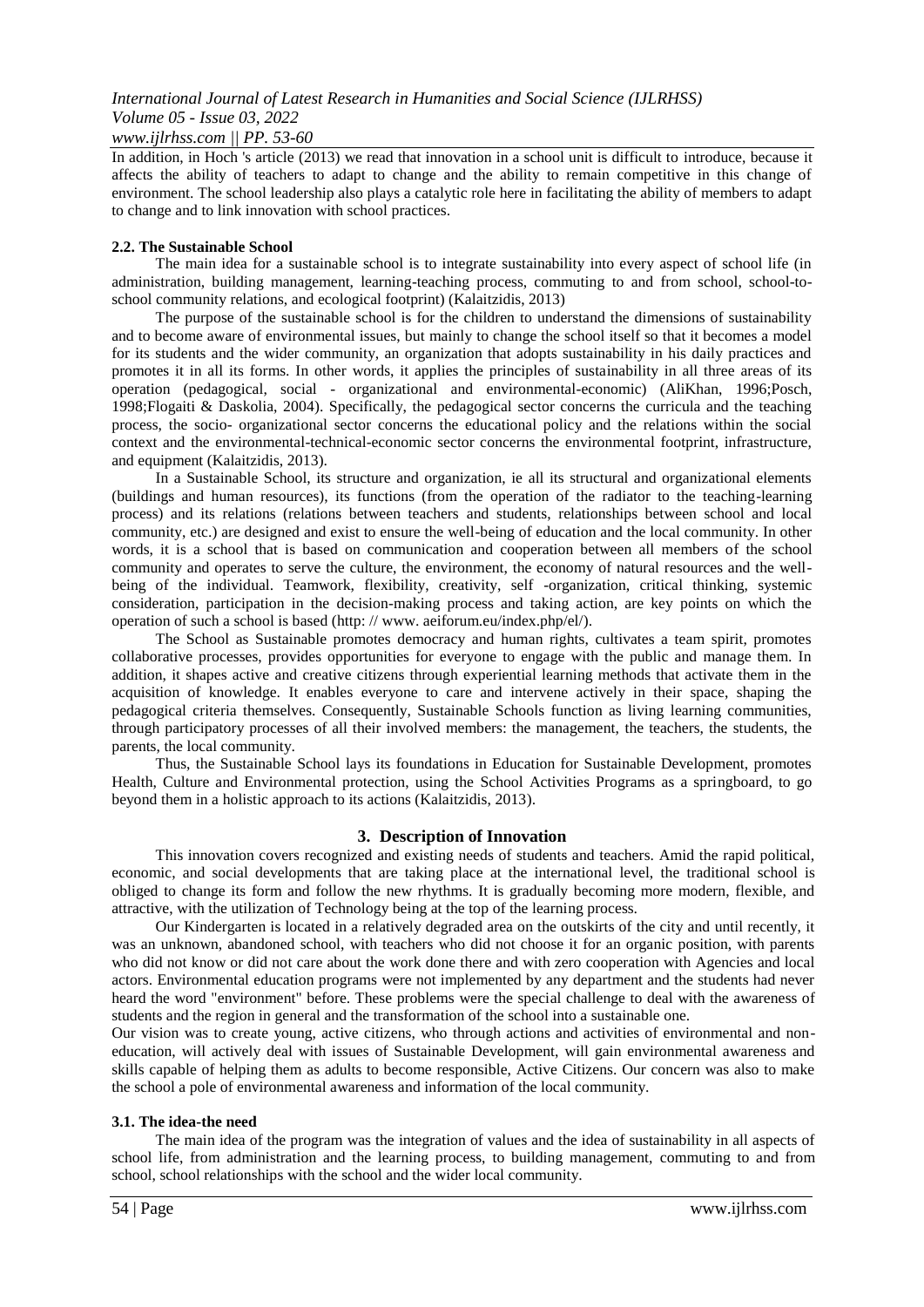In addition, in Hoch 's article (2013) we read that innovation in a school unit is difficult to introduce, because it affects the ability of teachers to adapt to change and the ability to remain competitive in this change of environment. The school leadership also plays a catalytic role here in facilitating the ability of members to adapt to change and to link innovation with school practices.

### 2.2. The Sustainable School

The main idea for a sustainable school is to integrate sustainability into every aspect of school life (in administration, building management, learning-teaching process, commuting to and from school, school-to-school community relations, and ecological footprint) (Kalaitzidis, 2013)

The purpose of the sustainable school is for the children to understand the dimensions of sustainability and to become aware of environmental issues, but mainly to change the school itself so that it becomes a model for its students and the wider community, an organization that adopts sustainability in his daily practices and promotes it in all its forms. In other words, it applies the principles of sustainability in all three areas of its operation (pedagogical, social - organizational and environmental-economic) (AliKhan, 1996;Posch, 1998;Flogaiti & Daskolia, 2004). Specifically, the pedagogical sector concerns the curricula and the teaching process, the socio- organizational sector concerns the educational policy and the relations within the social context and the environmental-technical-economic sector concerns the environmental footprint, infrastructure, and equipment (Kalaitzidis, 2013).

In a Sustainable School, its structure and organization, ie all its structural and organizational elements (buildings and human resources), its functions (from the operation of the radiator to the teaching-learning process) and its relations (relations between teachers and students, relationships between school and local community, etc.) are designed and exist to ensure the well-being of education and the local community. In other words, it is a school that is based on communication and cooperation between all members of the school community and operates to serve the culture, the environment, the economy of natural resources and the well-being of the individual. Teamwork, flexibility, creativity, self -organization, critical thinking, systemic consideration, participation in the decision-making process and taking action, are key points on which the operation of such a school is based (http: // www. aeiforum.eu/index.php/el/).

The School as Sustainable promotes democracy and human rights, cultivates a team spirit, promotes collaborative processes, provides opportunities for everyone to engage with the public and manage them. In addition, it shapes active and creative citizens through experiential learning methods that activate them in the acquisition of knowledge. It enables everyone to care and intervene actively in their space, shaping the pedagogical criteria themselves. Consequently, Sustainable Schools function as living learning communities, through participatory processes of all their involved members: the management, the teachers, the students, the parents, the local community.

Thus, the Sustainable School lays its foundations in Education for Sustainable Development, promotes Health, Culture and Environmental protection, using the School Activities Programs as a springboard, to go beyond them in a holistic approach to its actions (Kalaitzidis, 2013).

## 3. Description of Innovation

This innovation covers recognized and existing needs of students and teachers. Amid the rapid political, economic, and social developments that are taking place at the international level, the traditional school is obliged to change its form and follow the new rhythms. It is gradually becoming more modern, flexible, and attractive, with the utilization of Technology being at the top of the learning process.

Our Kindergarten is located in a relatively degraded area on the outskirts of the city and until recently, it was an unknown, abandoned school, with teachers who did not choose it for an organic position, with parents who did not know or did not care about the work done there and with zero cooperation with Agencies and local actors. Environmental education programs were not implemented by any department and the students had never heard the word "environment" before. These problems were the special challenge to deal with the awareness of students and the region in general and the transformation of the school into a sustainable one.

Our vision was to create young, active citizens, who through actions and activities of environmental and non-education, will actively deal with issues of Sustainable Development, will gain environmental awareness and skills capable of helping them as adults to become responsible, Active Citizens. Our concern was also to make the school a pole of environmental awareness and information of the local community.

### 3.1. The idea-the need

The main idea of the program was the integration of values and the idea of sustainability in all aspects of school life, from administration and the learning process, to building management, commuting to and from school, school relationships with the school and the wider local community.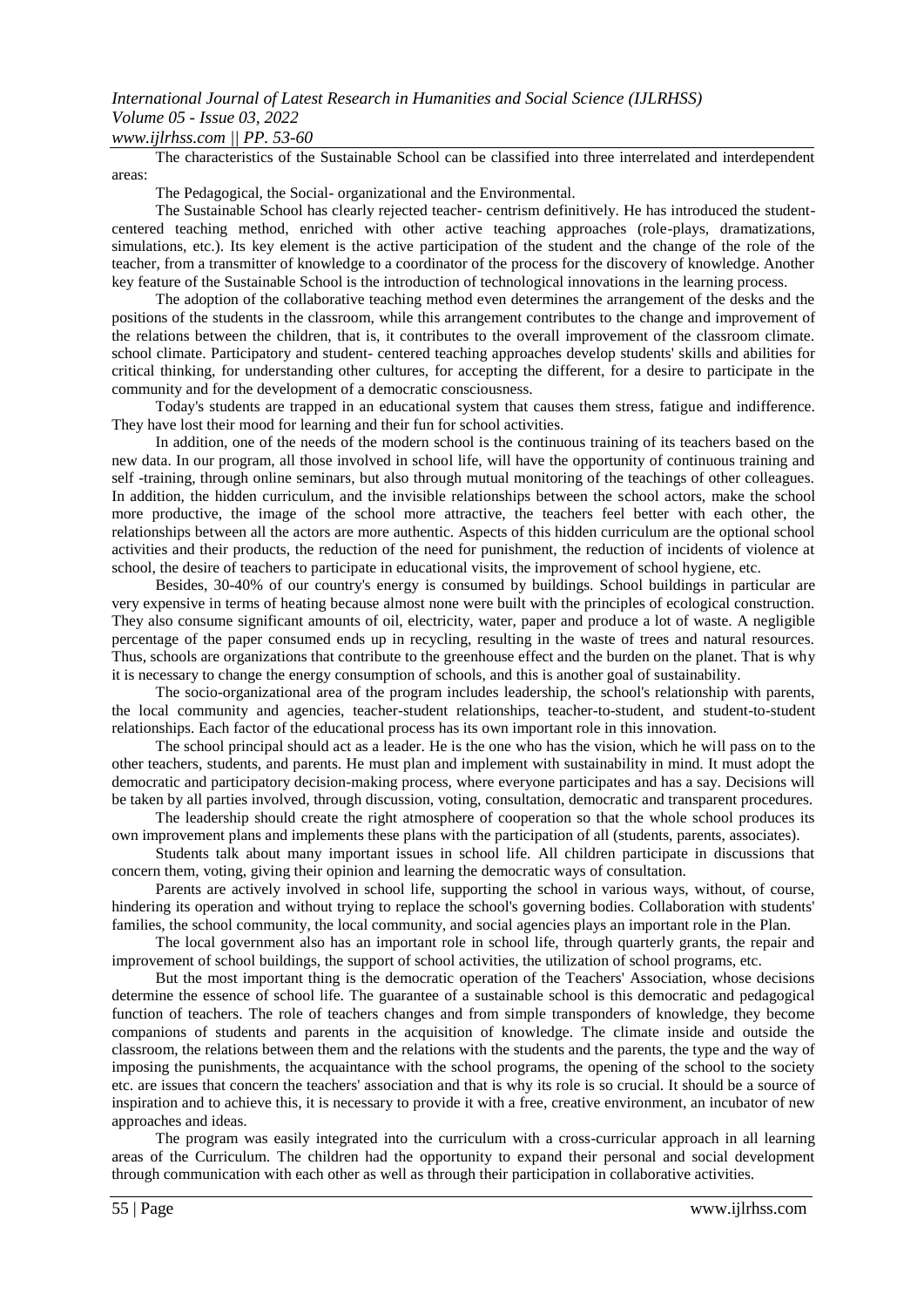The characteristics of the Sustainable School can be classified into three interrelated and interdependent areas:

The Pedagogical, the Social- organizational and the Environmental.

The Sustainable School has clearly rejected teacher- centrism definitively. He has introduced the student-centered teaching method, enriched with other active teaching approaches (role-plays, dramatizations, simulations, etc.). Its key element is the active participation of the student and the change of the role of the teacher, from a transmitter of knowledge to a coordinator of the process for the discovery of knowledge. Another key feature of the Sustainable School is the introduction of technological innovations in the learning process.

The adoption of the collaborative teaching method even determines the arrangement of the desks and the positions of the students in the classroom, while this arrangement contributes to the change and improvement of the relations between the children, that is, it contributes to the overall improvement of the classroom climate. school climate. Participatory and student- centered teaching approaches develop students' skills and abilities for critical thinking, for understanding other cultures, for accepting the different, for a desire to participate in the community and for the development of a democratic consciousness.

Today's students are trapped in an educational system that causes them stress, fatigue and indifference. They have lost their mood for learning and their fun for school activities.

In addition, one of the needs of the modern school is the continuous training of its teachers based on the new data. In our program, all those involved in school life, will have the opportunity of continuous training and self -training, through online seminars, but also through mutual monitoring of the teachings of other colleagues. In addition, the hidden curriculum, and the invisible relationships between the school actors, make the school more productive, the image of the school more attractive, the teachers feel better with each other, the relationships between all the actors are more authentic. Aspects of this hidden curriculum are the optional school activities and their products, the reduction of the need for punishment, the reduction of incidents of violence at school, the desire of teachers to participate in educational visits, the improvement of school hygiene, etc.

Besides, 30-40% of our country's energy is consumed by buildings. School buildings in particular are very expensive in terms of heating because almost none were built with the principles of ecological construction. They also consume significant amounts of oil, electricity, water, paper and produce a lot of waste. A negligible percentage of the paper consumed ends up in recycling, resulting in the waste of trees and natural resources. Thus, schools are organizations that contribute to the greenhouse effect and the burden on the planet. That is why it is necessary to change the energy consumption of schools, and this is another goal of sustainability.

The socio-organizational area of the program includes leadership, the school's relationship with parents, the local community and agencies, teacher-student relationships, teacher-to-student, and student-to-student relationships. Each factor of the educational process has its own important role in this innovation.

The school principal should act as a leader. He is the one who has the vision, which he will pass on to the other teachers, students, and parents. He must plan and implement with sustainability in mind. It must adopt the democratic and participatory decision-making process, where everyone participates and has a say. Decisions will be taken by all parties involved, through discussion, voting, consultation, democratic and transparent procedures.

The leadership should create the right atmosphere of cooperation so that the whole school produces its own improvement plans and implements these plans with the participation of all (students, parents, associates).

Students talk about many important issues in school life. All children participate in discussions that concern them, voting, giving their opinion and learning the democratic ways of consultation.

Parents are actively involved in school life, supporting the school in various ways, without, of course, hindering its operation and without trying to replace the school's governing bodies. Collaboration with students' families, the school community, the local community, and social agencies plays an important role in the Plan.

The local government also has an important role in school life, through quarterly grants, the repair and improvement of school buildings, the support of school activities, the utilization of school programs, etc.

But the most important thing is the democratic operation of the Teachers' Association, whose decisions determine the essence of school life. The guarantee of a sustainable school is this democratic and pedagogical function of teachers. The role of teachers changes and from simple transponders of knowledge, they become companions of students and parents in the acquisition of knowledge. The climate inside and outside the classroom, the relations between them and the relations with the students and the parents, the type and the way of imposing the punishments, the acquaintance with the school programs, the opening of the school to the society etc. are issues that concern the teachers' association and that is why its role is so crucial. It should be a source of inspiration and to achieve this, it is necessary to provide it with a free, creative environment, an incubator of new approaches and ideas.

The program was easily integrated into the curriculum with a cross-curricular approach in all learning areas of the Curriculum. The children had the opportunity to expand their personal and social development through communication with each other as well as through their participation in collaborative activities.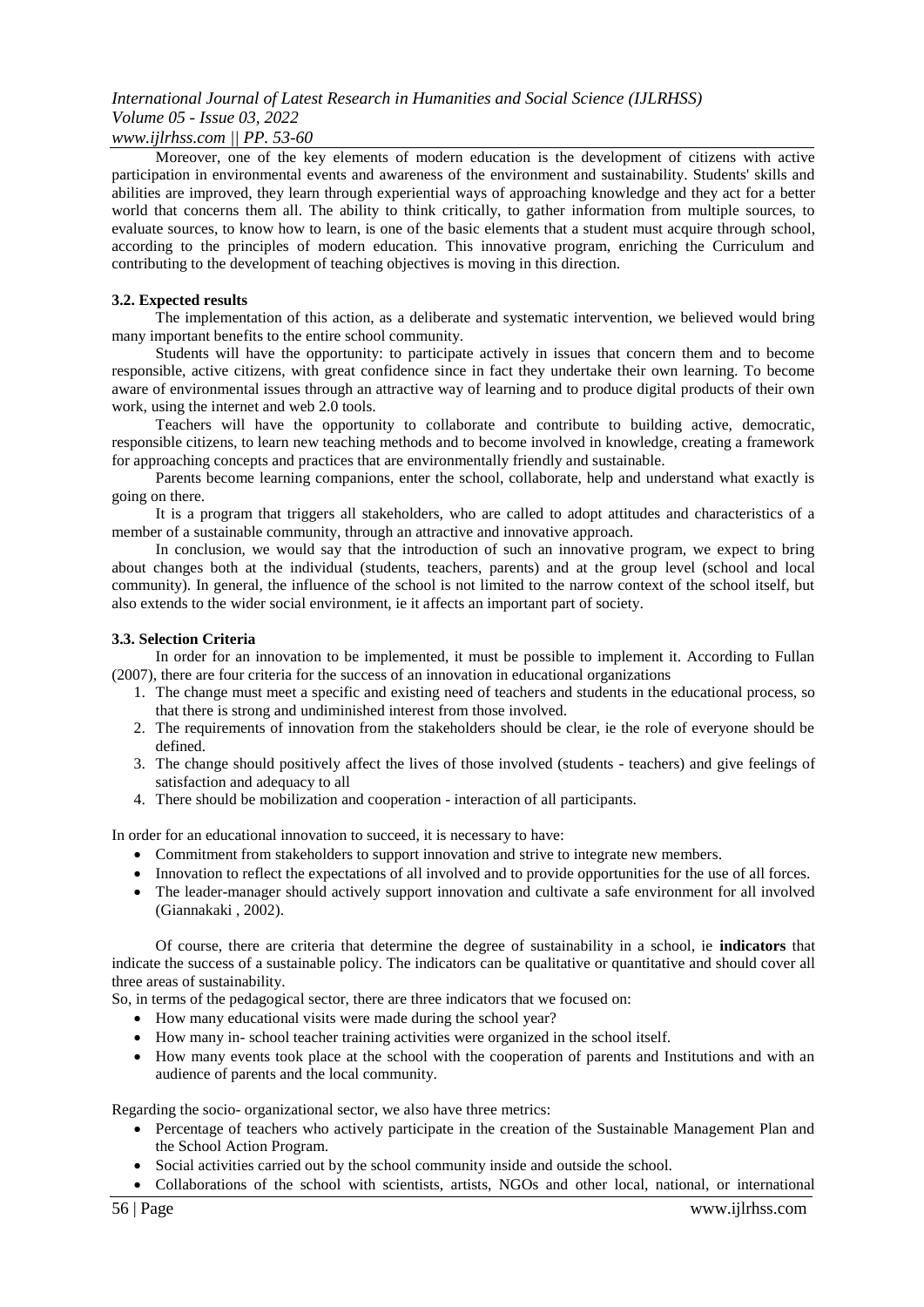Moreover, one of the key elements of modern education is the development of citizens with active participation in environmental events and awareness of the environment and sustainability. Students' skills and abilities are improved, they learn through experiential ways of approaching knowledge and they act for a better world that concerns them all. The ability to think critically, to gather information from multiple sources, to evaluate sources, to know how to learn, is one of the basic elements that a student must acquire through school, according to the principles of modern education. This innovative program, enriching the Curriculum and contributing to the development of teaching objectives is moving in this direction.

**3.2. Expected results**

The implementation of this action, as a deliberate and systematic intervention, we believed would bring many important benefits to the entire school community.

Students will have the opportunity: to participate actively in issues that concern them and to become responsible, active citizens, with great confidence since in fact they undertake their own learning. To become aware of environmental issues through an attractive way of learning and to produce digital products of their own work, using the internet and web 2.0 tools.

Teachers will have the opportunity to collaborate and contribute to building active, democratic, responsible citizens, to learn new teaching methods and to become involved in knowledge, creating a framework for approaching concepts and practices that are environmentally friendly and sustainable.

Parents become learning companions, enter the school, collaborate, help and understand what exactly is going on there.

It is a program that triggers all stakeholders, who are called to adopt attitudes and characteristics of a member of a sustainable community, through an attractive and innovative approach.

In conclusion, we would say that the introduction of such an innovative program, we expect to bring about changes both at the individual (students, teachers, parents) and at the group level (school and local community). In general, the influence of the school is not limited to the narrow context of the school itself, but also extends to the wider social environment, ie it affects an important part of society.

**3.3. Selection Criteria**

In order for an innovation to be implemented, it must be possible to implement it. According to Fullan (2007), there are four criteria for the success of an innovation in educational organizations

1. The change must meet a specific and existing need of teachers and students in the educational process, so that there is strong and undiminished interest from those involved.
2. The requirements of innovation from the stakeholders should be clear, ie the role of everyone should be defined.
3. The change should positively affect the lives of those involved (students - teachers) and give feelings of satisfaction and adequacy to all
4. There should be mobilization and cooperation - interaction of all participants.

In order for an educational innovation to succeed, it is necessary to have:

- Commitment from stakeholders to support innovation and strive to integrate new members.
- Innovation to reflect the expectations of all involved and to provide opportunities for the use of all forces.
- The leader-manager should actively support innovation and cultivate a safe environment for all involved (Giannakaki , 2002).

Of course, there are criteria that determine the degree of sustainability in a school, ie **indicators** that indicate the success of a sustainable policy. The indicators can be qualitative or quantitative and should cover all three areas of sustainability.

So, in terms of the pedagogical sector, there are three indicators that we focused on:

- How many educational visits were made during the school year?
- How many in- school teacher training activities were organized in the school itself.
- How many events took place at the school with the cooperation of parents and Institutions and with an audience of parents and the local community.

Regarding the socio- organizational sector, we also have three metrics:

- Percentage of teachers who actively participate in the creation of the Sustainable Management Plan and the School Action Program.
- Social activities carried out by the school community inside and outside the school.
- Collaborations of the school with scientists, artists, NGOs and other local, national, or international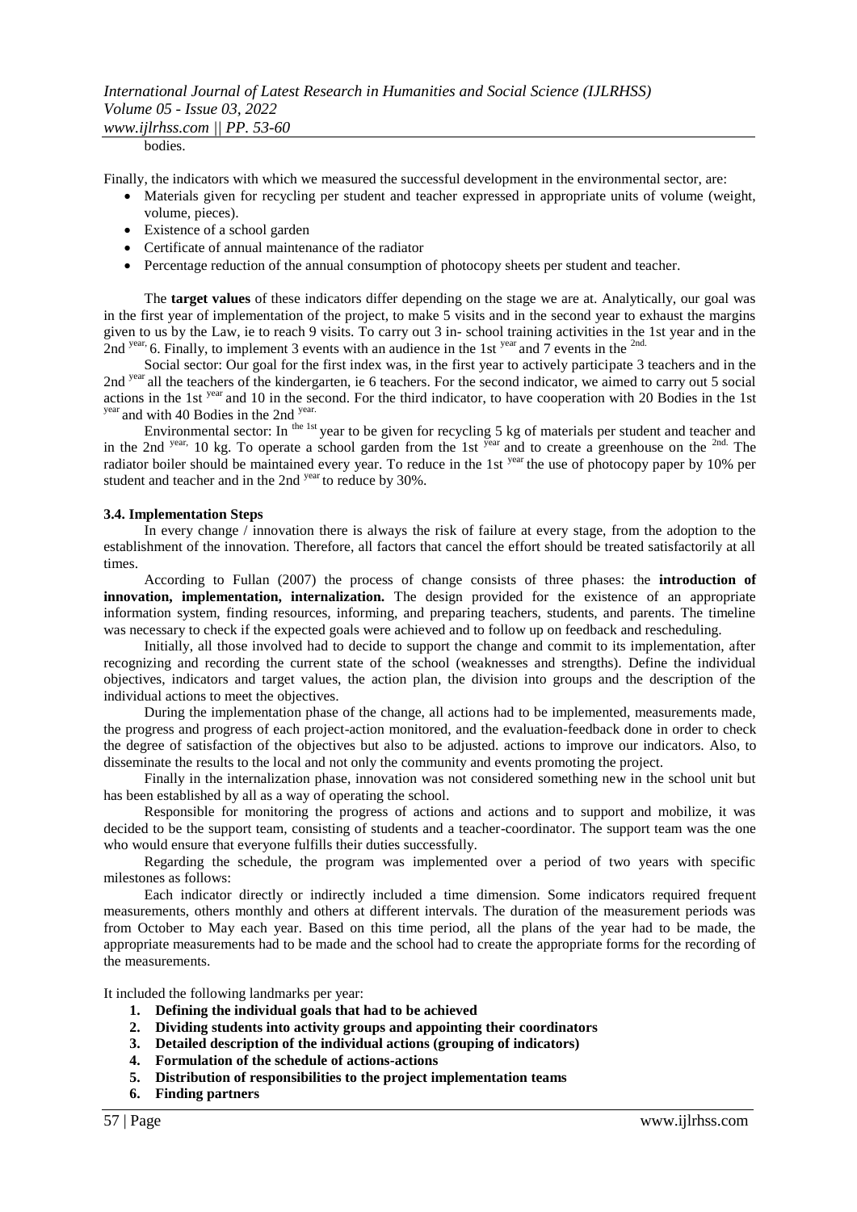bodies.

Finally, the indicators with which we measured the successful development in the environmental sector, are:

- Materials given for recycling per student and teacher expressed in appropriate units of volume (weight, volume, pieces).
- Existence of a school garden
- Certificate of annual maintenance of the radiator
- Percentage reduction of the annual consumption of photocopy sheets per student and teacher.

The **target values** of these indicators differ depending on the stage we are at. Analytically, our goal was in the first year of implementation of the project, to make 5 visits and in the second year to exhaust the margins given to us by the Law, ie to reach 9 visits. To carry out 3 in- school training activities in the 1st year and in the 2nd year, 6. Finally, to implement 3 events with an audience in the 1st year and 7 events in the 2nd.

Social sector: Our goal for the first index was, in the first year to actively participate 3 teachers and in the 2nd year all the teachers of the kindergarten, ie 6 teachers. For the second indicator, we aimed to carry out 5 social actions in the 1st year and 10 in the second. For the third indicator, to have cooperation with 20 Bodies in the 1st year and with 40 Bodies in the 2nd year.

Environmental sector: In the 1st year to be given for recycling 5 kg of materials per student and teacher and in the 2nd year, 10 kg. To operate a school garden from the 1st year and to create a greenhouse on the 2nd. The radiator boiler should be maintained every year. To reduce in the 1st year the use of photocopy paper by 10% per student and teacher and in the 2nd year to reduce by 30%.

### 3.4. Implementation Steps

In every change / innovation there is always the risk of failure at every stage, from the adoption to the establishment of the innovation. Therefore, all factors that cancel the effort should be treated satisfactorily at all times.

According to Fullan (2007) the process of change consists of three phases: the **introduction of innovation, implementation, internalization.** The design provided for the existence of an appropriate information system, finding resources, informing, and preparing teachers, students, and parents. The timeline was necessary to check if the expected goals were achieved and to follow up on feedback and rescheduling.

Initially, all those involved had to decide to support the change and commit to its implementation, after recognizing and recording the current state of the school (weaknesses and strengths). Define the individual objectives, indicators and target values, the action plan, the division into groups and the description of the individual actions to meet the objectives.

During the implementation phase of the change, all actions had to be implemented, measurements made, the progress and progress of each project-action monitored, and the evaluation-feedback done in order to check the degree of satisfaction of the objectives but also to be adjusted. actions to improve our indicators. Also, to disseminate the results to the local and not only the community and events promoting the project.

Finally in the internalization phase, innovation was not considered something new in the school unit but has been established by all as a way of operating the school.

Responsible for monitoring the progress of actions and actions and to support and mobilize, it was decided to be the support team, consisting of students and a teacher-coordinator. The support team was the one who would ensure that everyone fulfills their duties successfully.

Regarding the schedule, the program was implemented over a period of two years with specific milestones as follows:

Each indicator directly or indirectly included a time dimension. Some indicators required frequent measurements, others monthly and others at different intervals. The duration of the measurement periods was from October to May each year. Based on this time period, all the plans of the year had to be made, the appropriate measurements had to be made and the school had to create the appropriate forms for the recording of the measurements.

It included the following landmarks per year:

1. **Defining the individual goals that had to be achieved**
2. **Dividing students into activity groups and appointing their coordinators**
3. **Detailed description of the individual actions (grouping of indicators)**
4. **Formulation of the schedule of actions-actions**
5. **Distribution of responsibilities to the project implementation teams**
6. **Finding partners**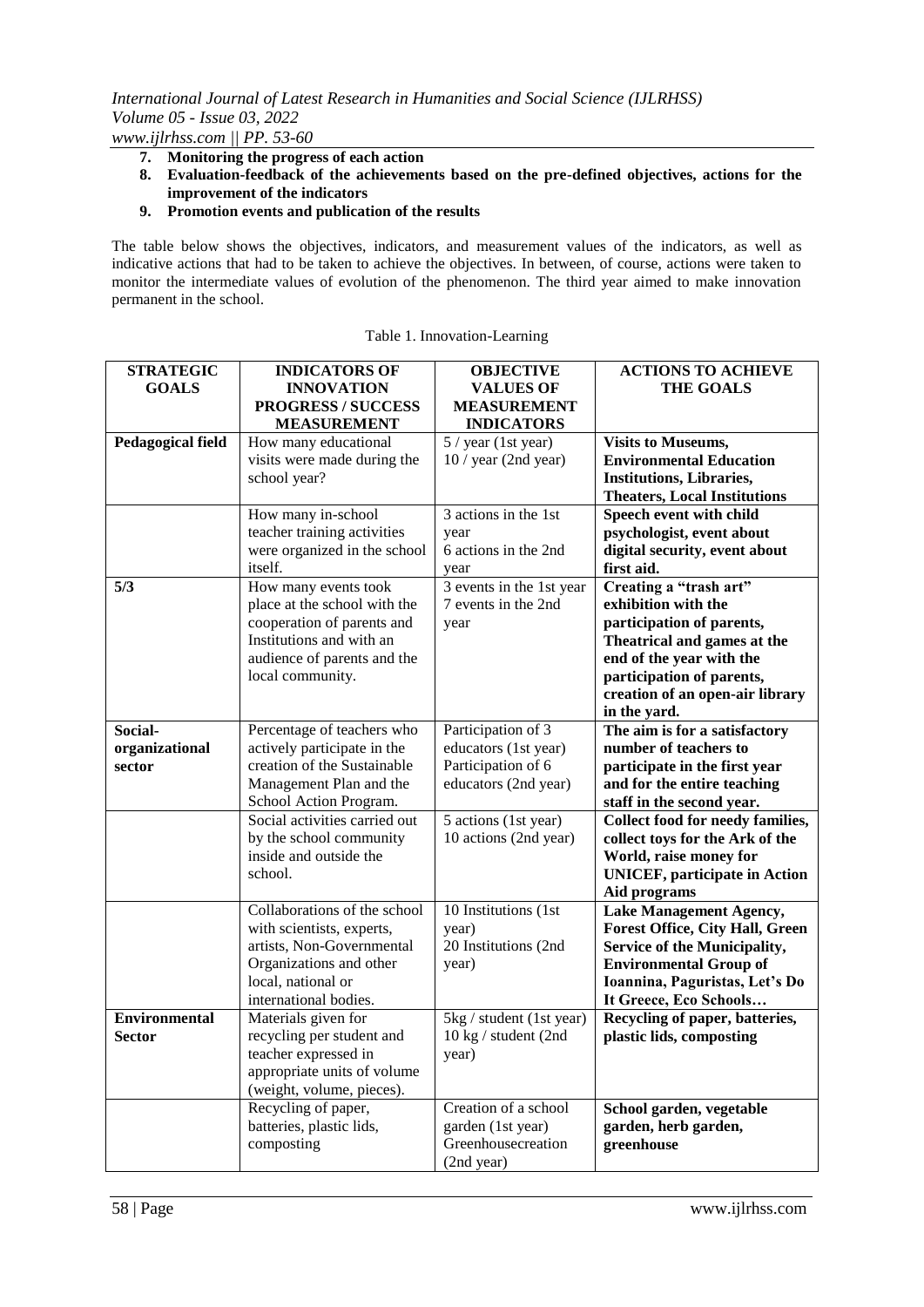7. **Monitoring the progress of each action**
8. **Evaluation-feedback of the achievements based on the pre-defined objectives, actions for the improvement of the indicators**
9. **Promotion events and publication of the results**

The table below shows the objectives, indicators, and measurement values of the indicators, as well as indicative actions that had to be taken to achieve the objectives. In between, of course, actions were taken to monitor the intermediate values of evolution of the phenomenon. The third year aimed to make innovation permanent in the school.

Table 1. Innovation-Learning

| STRATEGIC GOALS | INDICATORS OF INNOVATION PROGRESS / SUCCESS MEASUREMENT | OBJECTIVE VALUES OF MEASUREMENT INDICATORS | ACTIONS TO ACHIEVE THE GOALS |
|---|---|---|---|
| **Pedagogical field** | How many educational visits were made during the school year? | 5 / year (1st year)<br>10 / year (2nd year) | **Visits to Museums, Environmental Education Institutions, Libraries, Theaters, Local Institutions** |
| | How many in-school teacher training activities were organized in the school itself. | 3 actions in the 1st year<br>6 actions in the 2nd year | **Speech event with child psychologist, event about digital security, event about first aid.** |
| **5/3** | How many events took place at the school with the cooperation of parents and Institutions and with an audience of parents and the local community. | 3 events in the 1st year<br>7 events in the 2nd year | **Creating a "trash art" exhibition with the participation of parents, Theatrical and games at the end of the year with the participation of parents, creation of an open-air library in the yard.** |
| **Social-organizational sector** | Percentage of teachers who actively participate in the creation of the Sustainable Management Plan and the School Action Program. | Participation of 3 educators (1st year)<br>Participation of 6 educators (2nd year) | **The aim is for a satisfactory number of teachers to participate in the first year and for the entire teaching staff in the second year.** |
| | Social activities carried out by the school community inside and outside the school. | 5 actions (1st year)<br>10 actions (2nd year) | **Collect food for needy families, collect toys for the Ark of the World, raise money for UNICEF, participate in Action Aid programs** |
| | Collaborations of the school with scientists, experts, artists, Non-Governmental Organizations and other local, national or international bodies. | 10 Institutions (1st year)<br>20 Institutions (2nd year) | **Lake Management Agency, Forest Office, City Hall, Green Service of the Municipality, Environmental Group of Ioannina, Paguristas, Let's Do It Greece, Eco Schools…** |
| **Environmental Sector** | Materials given for recycling per student and teacher expressed in appropriate units of volume (weight, volume, pieces). | 5kg / student (1st year)<br>10 kg / student (2nd year) | **Recycling of paper, batteries, plastic lids, composting** |
| | Recycling of paper, batteries, plastic lids, composting | Creation of a school garden (1st year)<br>Greenhousecreation (2nd year) | **School garden, vegetable garden, herb garden, greenhouse** |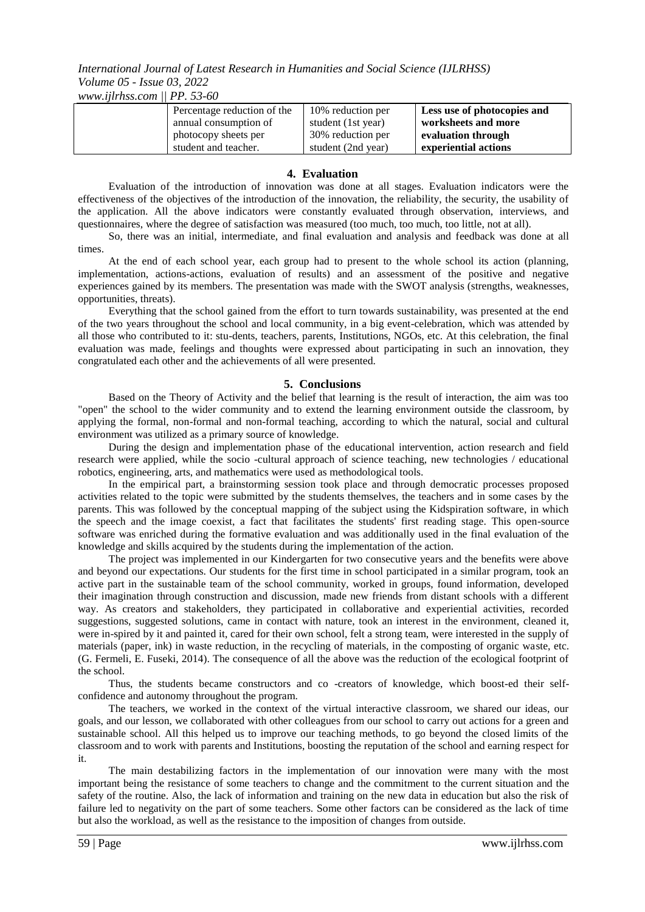| | Percentage reduction of the annual consumption of photocopy sheets per student and teacher. | 10% reduction per student (1st year) 30% reduction per student (2nd year) | **Less use of photocopies and worksheets and more evaluation through experiential actions** |
|---|---|---|---|

## 4. Evaluation

Evaluation of the introduction of innovation was done at all stages. Evaluation indicators were the effectiveness of the objectives of the introduction of the innovation, the reliability, the security, the usability of the application. All the above indicators were constantly evaluated through observation, interviews, and questionnaires, where the degree of satisfaction was measured (too much, too much, too little, not at all).

So, there was an initial, intermediate, and final evaluation and analysis and feedback was done at all times.

At the end of each school year, each group had to present to the whole school its action (planning, implementation, actions-actions, evaluation of results) and an assessment of the positive and negative experiences gained by its members. The presentation was made with the SWOT analysis (strengths, weaknesses, opportunities, threats).

Everything that the school gained from the effort to turn towards sustainability, was presented at the end of the two years throughout the school and local community, in a big event-celebration, which was attended by all those who contributed to it: stu-dents, teachers, parents, Institutions, NGOs, etc. At this celebration, the final evaluation was made, feelings and thoughts were expressed about participating in such an innovation, they congratulated each other and the achievements of all were presented.

## 5. Conclusions

Based on the Theory of Activity and the belief that learning is the result of interaction, the aim was too "open" the school to the wider community and to extend the learning environment outside the classroom, by applying the formal, non-formal and non-formal teaching, according to which the natural, social and cultural environment was utilized as a primary source of knowledge.

During the design and implementation phase of the educational intervention, action research and field research were applied, while the socio -cultural approach of science teaching, new technologies / educational robotics, engineering, arts, and mathematics were used as methodological tools.

In the empirical part, a brainstorming session took place and through democratic processes proposed activities related to the topic were submitted by the students themselves, the teachers and in some cases by the parents. This was followed by the conceptual mapping of the subject using the Kidspiration software, in which the speech and the image coexist, a fact that facilitates the students' first reading stage. This open-source software was enriched during the formative evaluation and was additionally used in the final evaluation of the knowledge and skills acquired by the students during the implementation of the action.

The project was implemented in our Kindergarten for two consecutive years and the benefits were above and beyond our expectations. Our students for the first time in school participated in a similar program, took an active part in the sustainable team of the school community, worked in groups, found information, developed their imagination through construction and discussion, made new friends from distant schools with a different way. As creators and stakeholders, they participated in collaborative and experiential activities, recorded suggestions, suggested solutions, came in contact with nature, took an interest in the environment, cleaned it, were in-spired by it and painted it, cared for their own school, felt a strong team, were interested in the supply of materials (paper, ink) in waste reduction, in the recycling of materials, in the composting of organic waste, etc. (G. Fermeli, E. Fuseki, 2014). The consequence of all the above was the reduction of the ecological footprint of the school.

Thus, the students became constructors and co -creators of knowledge, which boost-ed their self-confidence and autonomy throughout the program.

The teachers, we worked in the context of the virtual interactive classroom, we shared our ideas, our goals, and our lesson, we collaborated with other colleagues from our school to carry out actions for a green and sustainable school. All this helped us to improve our teaching methods, to go beyond the closed limits of the classroom and to work with parents and Institutions, boosting the reputation of the school and earning respect for it.

The main destabilizing factors in the implementation of our innovation were many with the most important being the resistance of some teachers to change and the commitment to the current situation and the safety of the routine. Also, the lack of information and training on the new data in education but also the risk of failure led to negativity on the part of some teachers. Some other factors can be considered as the lack of time but also the workload, as well as the resistance to the imposition of changes from outside.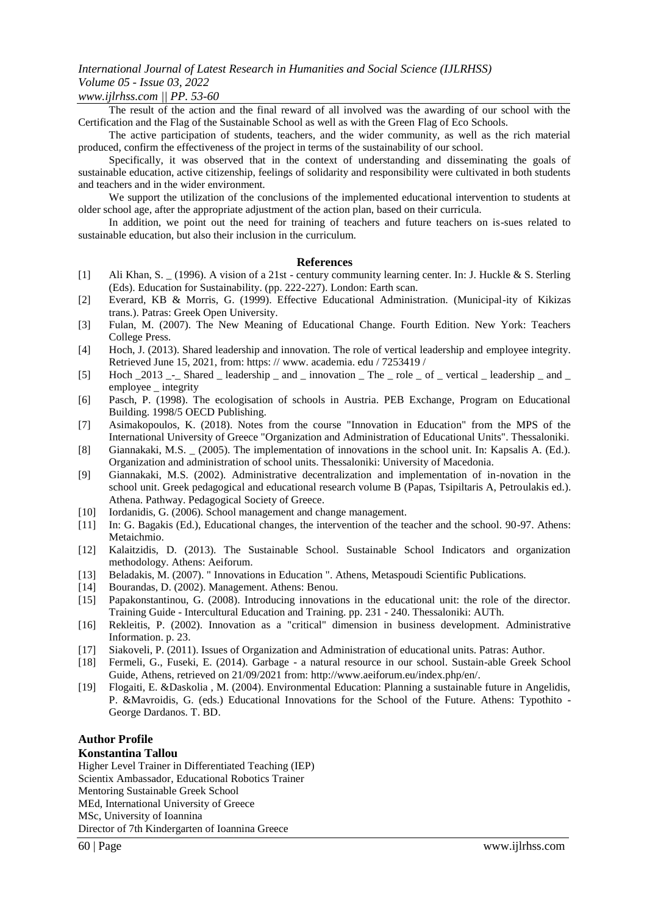The result of the action and the final reward of all involved was the awarding of our school with the Certification and the Flag of the Sustainable School as well as with the Green Flag of Eco Schools.

The active participation of students, teachers, and the wider community, as well as the rich material produced, confirm the effectiveness of the project in terms of the sustainability of our school.

Specifically, it was observed that in the context of understanding and disseminating the goals of sustainable education, active citizenship, feelings of solidarity and responsibility were cultivated in both students and teachers and in the wider environment.

We support the utilization of the conclusions of the implemented educational intervention to students at older school age, after the appropriate adjustment of the action plan, based on their curricula.

In addition, we point out the need for training of teachers and future teachers on is-sues related to sustainable education, but also their inclusion in the curriculum.

## References

[1] Ali Khan, S. _ (1996). A vision of a 21st - century community learning center. In: J. Huckle & S. Sterling (Eds). Education for Sustainability. (pp. 222-227). London: Earth scan.

[2] Everard, KB & Morris, G. (1999). Effective Educational Administration. (Municipal-ity of Kikizas trans.). Patras: Greek Open University.

[3] Fulan, M. (2007). The New Meaning of Educational Change. Fourth Edition. New York: Teachers College Press.

[4] Hoch, J. (2013). Shared leadership and innovation. The role of vertical leadership and employee integrity. Retrieved June 15, 2021, from: https: // www. academia. edu / 7253419 /

[5] Hoch _2013 _-_ Shared _ leadership _ and _ innovation _ The _ role _ of _ vertical _ leadership _ and _ employee _ integrity

[6] Pasch, P. (1998). The ecologisation of schools in Austria. PEB Exchange, Program on Educational Building. 1998/5 OECD Publishing.

[7] Asimakopoulos, K. (2018). Notes from the course "Innovation in Education" from the MPS of the International University of Greece "Organization and Administration of Educational Units". Thessaloniki.

[8] Giannakaki, M.S. _ (2005). The implementation of innovations in the school unit. In: Kapsalis A. (Ed.). Organization and administration of school units. Thessaloniki: University of Macedonia.

[9] Giannakaki, M.S. (2002). Administrative decentralization and implementation of in-novation in the school unit. Greek pedagogical and educational research volume B (Papas, Tsipiltaris A, Petroulakis ed.). Athena. Pathway. Pedagogical Society of Greece.

[10] Iordanidis, G. (2006). School management and change management.

[11] In: G. Bagakis (Ed.), Educational changes, the intervention of the teacher and the school. 90-97. Athens: Metaichmio.

[12] Kalaitzidis, D. (2013). The Sustainable School. Sustainable School Indicators and organization methodology. Athens: Aeiforum.

[13] Beladakis, M. (2007). " Innovations in Education ". Athens, Metaspoudi Scientific Publications.

[14] Bourandas, D. (2002). Management. Athens: Benou.

[15] Papakonstantinou, G. (2008). Introducing innovations in the educational unit: the role of the director. Training Guide - Intercultural Education and Training. pp. 231 - 240. Thessaloniki: AUTh.

[16] Rekleitis, P. (2002). Innovation as a "critical" dimension in business development. Administrative Information. p. 23.

[17] Siakoveli, P. (2011). Issues of Organization and Administration of educational units. Patras: Author.

[18] Fermeli, G., Fuseki, E. (2014). Garbage - a natural resource in our school. Sustain-able Greek School Guide, Athens, retrieved on 21/09/2021 from: http://www.aeiforum.eu/index.php/en/.

[19] Flogaiti, E. &Daskolia , M. (2004). Environmental Education: Planning a sustainable future in Angelidis, P. &Mavroidis, G. (eds.) Educational Innovations for the School of the Future. Athens: Typothito - George Dardanos. T. BD.

## Author Profile

**Konstantina Tallou**

Higher Level Trainer in Differentiated Teaching (IEP)
Scientix Ambassador, Educational Robotics Trainer
Mentoring Sustainable Greek School
MEd, International University of Greece
MSc, University of Ioannina
Director of 7th Kindergarten of Ioannina Greece